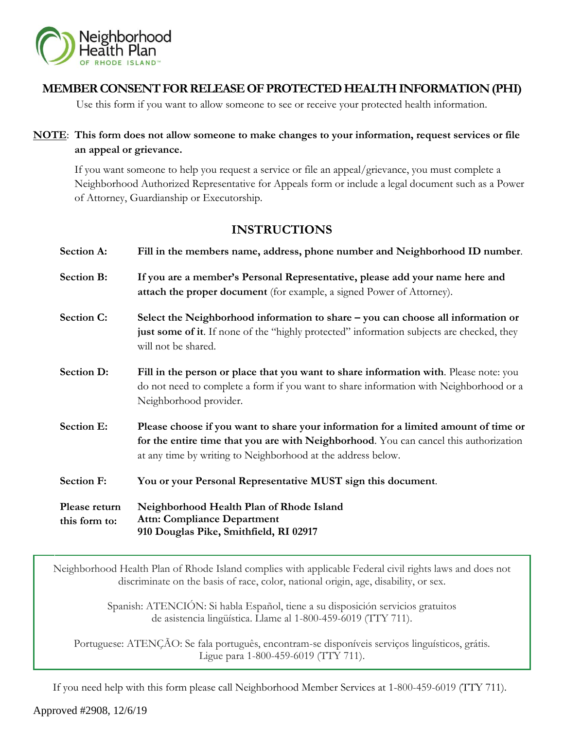Neighborhood Health Plan OF RHODE ISLAND™

# MEMBER CONSENT FOR RELEASE OF PROTECTED HEALTH INFORMATION (PHI)

Use this form if you want to allow someone to see or receive your protected health information.

**NOTE**: **This form does not allow someone to make changes to your information, request services or file an appeal or grievance.**

If you want someone to help you request a service or file an appeal/grievance, you must complete a Neighborhood Authorized Representative for Appeals form or include a legal document such as a Power of Attorney, Guardianship or Executorship.

## INSTRUCTIONS

| | |
|---|---|
| **Section A:** | **Fill in the members name, address, phone number and Neighborhood ID number**. |
| **Section B:** | **If you are a member's Personal Representative, please add your name here and attach the proper document** (for example, a signed Power of Attorney). |
| **Section C:** | **Select the Neighborhood information to share – you can choose all information or just some of it**. If none of the "highly protected" information subjects are checked, they will not be shared. |
| **Section D:** | **Fill in the person or place that you want to share information with**. Please note: you do not need to complete a form if you want to share information with Neighborhood or a Neighborhood provider. |
| **Section E:** | **Please choose if you want to share your information for a limited amount of time or for the entire time that you are with Neighborhood**. You can cancel this authorization at any time by writing to Neighborhood at the address below. |
| **Section F:** | **You or your Personal Representative MUST sign this document**. |
| **Please return this form to:** | **Neighborhood Health Plan of Rhode Island**<br>**Attn: Compliance Department**<br>**910 Douglas Pike, Smithfield, RI 02917** |

Neighborhood Health Plan of Rhode Island complies with applicable Federal civil rights laws and does not discriminate on the basis of race, color, national origin, age, disability, or sex.

Spanish: ATENCIÓN: Si habla Español, tiene a su disposición servicios gratuitos de asistencia lingüística. Llame al 1-800-459-6019 (TTY 711).

Portuguese: ATENÇÃO: Se fala português, encontram-se disponíveis serviços linguísticos, grátis. Ligue para 1-800-459-6019 (TTY 711).

If you need help with this form please call Neighborhood Member Services at 1-800-459-6019 (TTY 711).

Approved #2908, 12/6/19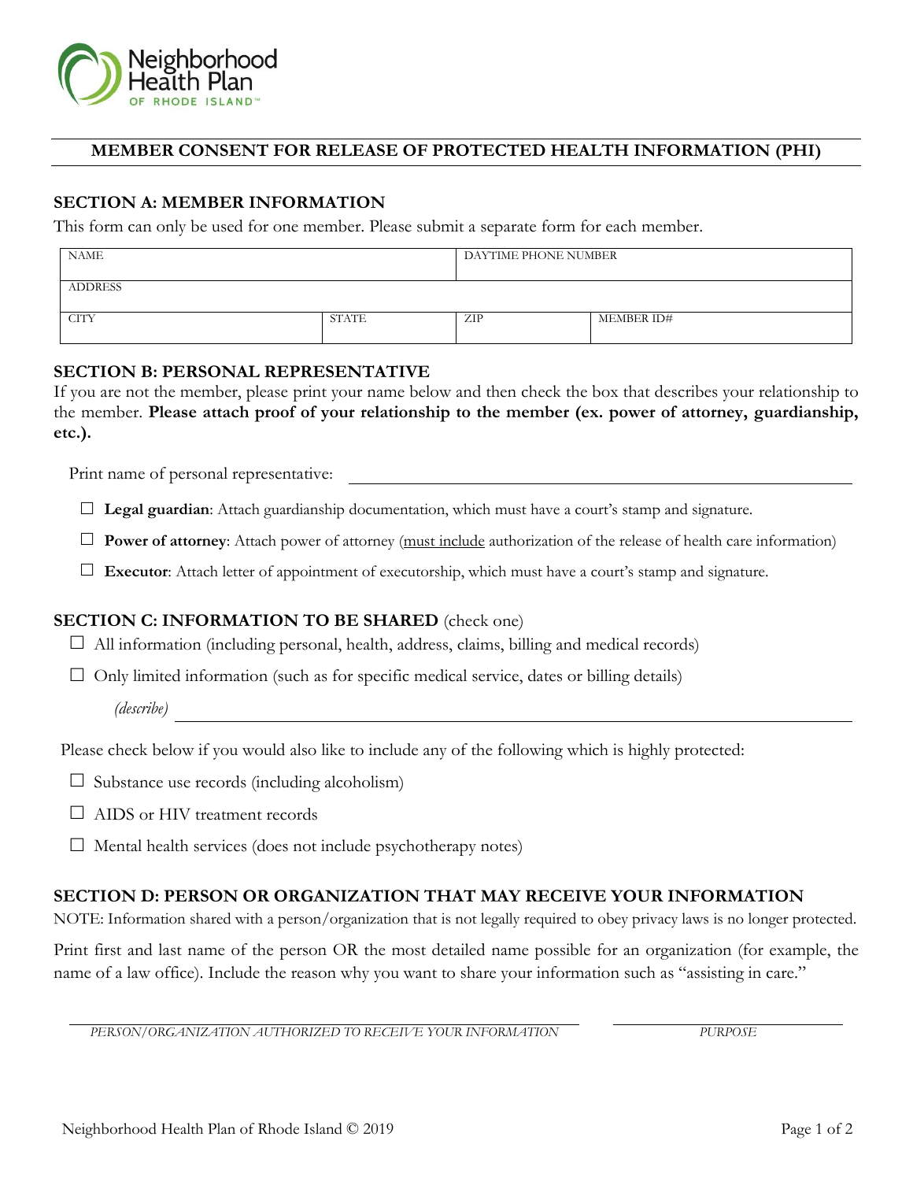Neighborhood Health Plan OF RHODE ISLAND™

## MEMBER CONSENT FOR RELEASE OF PROTECTED HEALTH INFORMATION (PHI)

### SECTION A: MEMBER INFORMATION

This form can only be used for one member. Please submit a separate form for each member.

| NAME | | DAYTIME PHONE NUMBER | |
|---|---|---|---|
| ADDRESS | | | |
| CITY | STATE | ZIP | MEMBER ID# |

### SECTION B: PERSONAL REPRESENTATIVE

If you are not the member, please print your name below and then check the box that describes your relationship to the member. **Please attach proof of your relationship to the member (ex. power of attorney, guardianship, etc.).**

Print name of personal representative: ______________________________

☐ **Legal guardian**: Attach guardianship documentation, which must have a court's stamp and signature.

☐ **Power of attorney**: Attach power of attorney (must include authorization of the release of health care information)

☐ **Executor**: Attach letter of appointment of executorship, which must have a court's stamp and signature.

### SECTION C: INFORMATION TO BE SHARED (check one)

☐ All information (including personal, health, address, claims, billing and medical records)

☐ Only limited information (such as for specific medical service, dates or billing details)

*(describe)* ______________________________

Please check below if you would also like to include any of the following which is highly protected:

☐ Substance use records (including alcoholism)

☐ AIDS or HIV treatment records

☐ Mental health services (does not include psychotherapy notes)

### SECTION D: PERSON OR ORGANIZATION THAT MAY RECEIVE YOUR INFORMATION

NOTE: Information shared with a person/organization that is not legally required to obey privacy laws is no longer protected.

Print first and last name of the person OR the most detailed name possible for an organization (for example, the name of a law office). Include the reason why you want to share your information such as "assisting in care."

______________________________ ______________________________

*PERSON/ORGANIZATION AUTHORIZED TO RECEIVE YOUR INFORMATION* *PURPOSE*

Neighborhood Health Plan of Rhode Island © 2019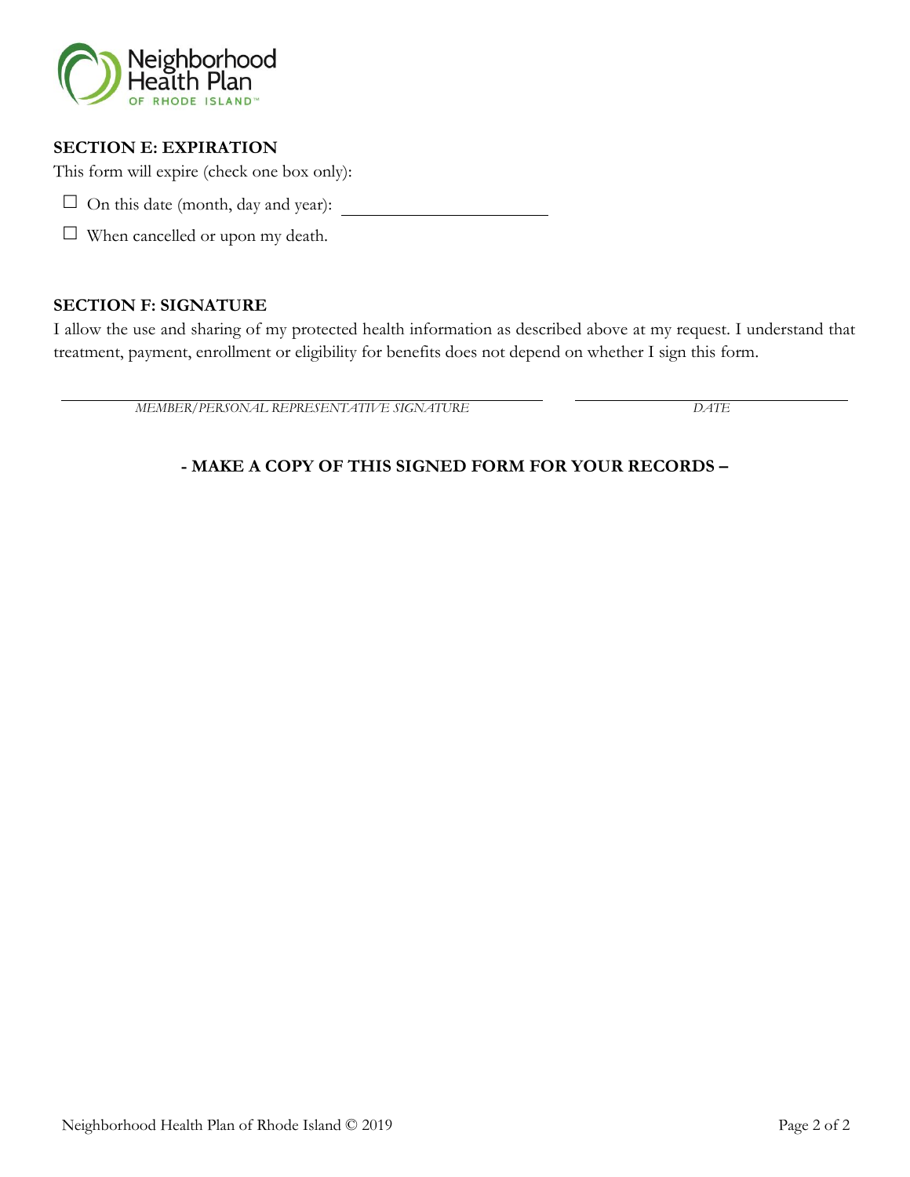## SECTION E: EXPIRATION

This form will expire (check one box only):

☐ On this date (month, day and year): ____________________

☐ When cancelled or upon my death.

## SECTION F: SIGNATURE

I allow the use and sharing of my protected health information as described above at my request. I understand that treatment, payment, enrollment or eligibility for benefits does not depend on whether I sign this form.

_________________________________________ ____________________

*MEMBER/PERSONAL REPRESENTATIVE SIGNATURE* *DATE*

**- MAKE A COPY OF THIS SIGNED FORM FOR YOUR RECORDS –**